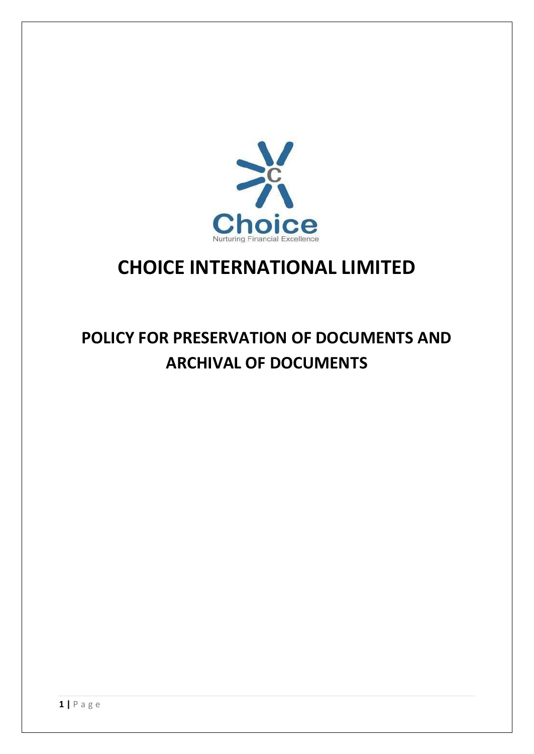Choice

Nurturing Financial Excellence

# CHOICE INTERNATIONAL LIMITED

## POLICY FOR PRESERVATION OF DOCUMENTS AND ARCHIVAL OF DOCUMENTS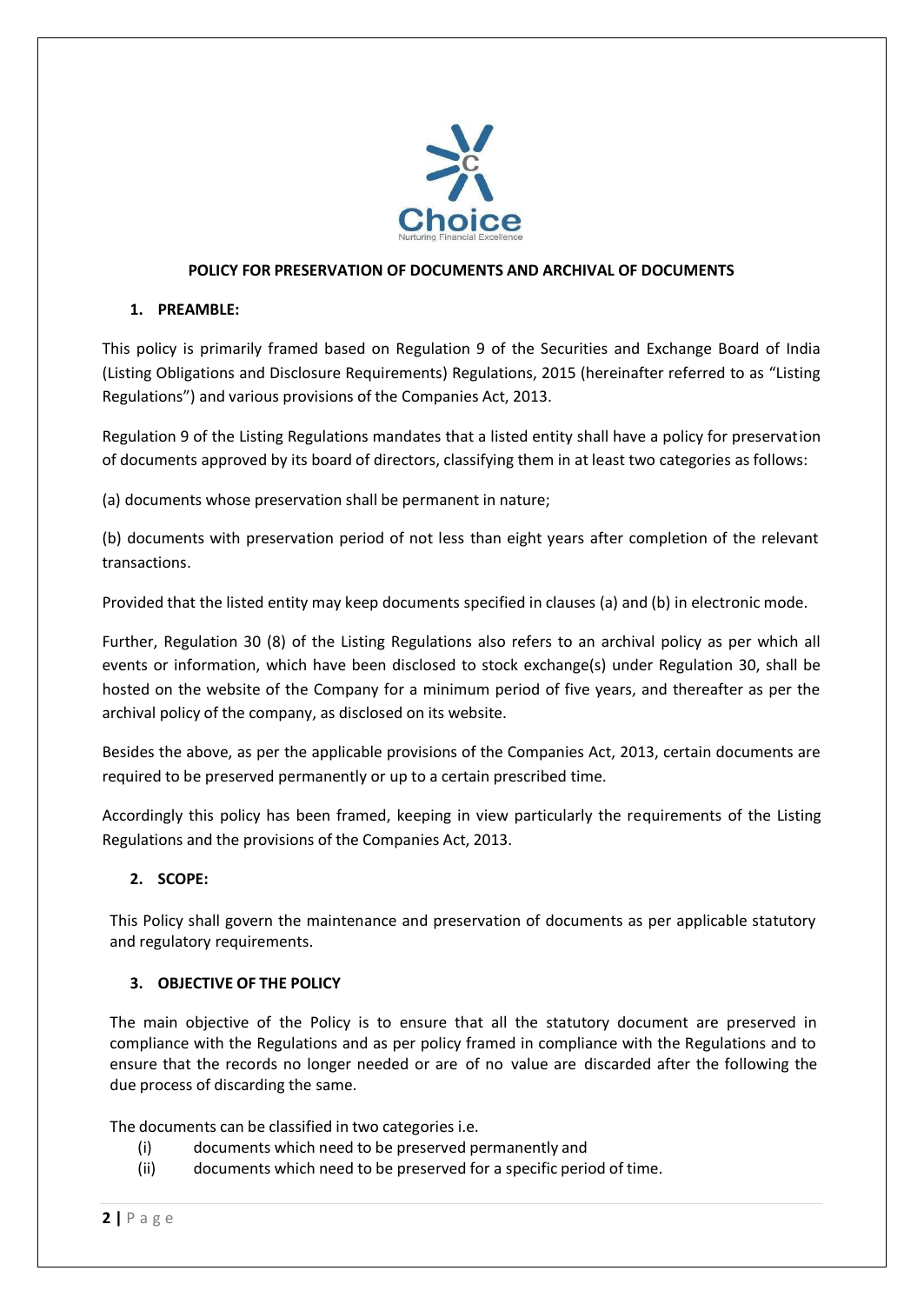# POLICY FOR PRESERVATION OF DOCUMENTS AND ARCHIVAL OF DOCUMENTS

## 1. PREAMBLE:

This policy is primarily framed based on Regulation 9 of the Securities and Exchange Board of India (Listing Obligations and Disclosure Requirements) Regulations, 2015 (hereinafter referred to as "Listing Regulations") and various provisions of the Companies Act, 2013.

Regulation 9 of the Listing Regulations mandates that a listed entity shall have a policy for preservation of documents approved by its board of directors, classifying them in at least two categories as follows:

(a) documents whose preservation shall be permanent in nature;

(b) documents with preservation period of not less than eight years after completion of the relevant transactions.

Provided that the listed entity may keep documents specified in clauses (a) and (b) in electronic mode.

Further, Regulation 30 (8) of the Listing Regulations also refers to an archival policy as per which all events or information, which have been disclosed to stock exchange(s) under Regulation 30, shall be hosted on the website of the Company for a minimum period of five years, and thereafter as per the archival policy of the company, as disclosed on its website.

Besides the above, as per the applicable provisions of the Companies Act, 2013, certain documents are required to be preserved permanently or up to a certain prescribed time.

Accordingly this policy has been framed, keeping in view particularly the requirements of the Listing Regulations and the provisions of the Companies Act, 2013.

## 2. SCOPE:

This Policy shall govern the maintenance and preservation of documents as per applicable statutory and regulatory requirements.

## 3. OBJECTIVE OF THE POLICY

The main objective of the Policy is to ensure that all the statutory document are preserved in compliance with the Regulations and as per policy framed in compliance with the Regulations and to ensure that the records no longer needed or are of no value are discarded after the following the due process of discarding the same.

The documents can be classified in two categories i.e.

(i) documents which need to be preserved permanently and
(ii) documents which need to be preserved for a specific period of time.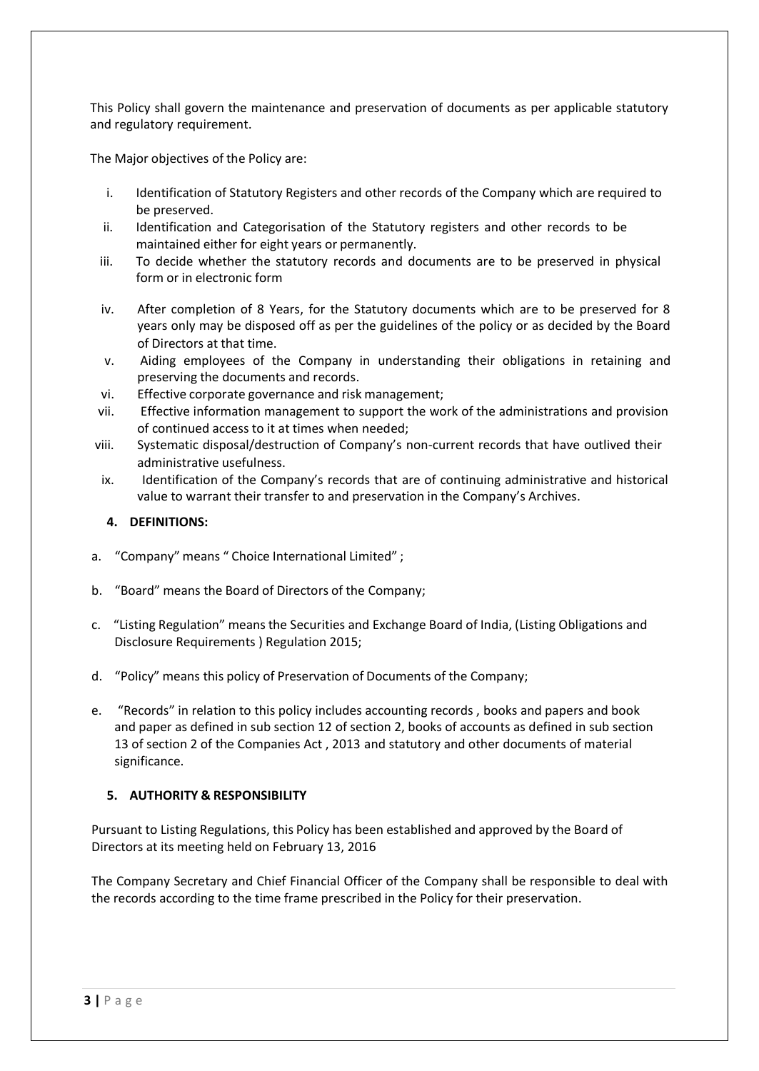This Policy shall govern the maintenance and preservation of documents as per applicable statutory and regulatory requirement.

The Major objectives of the Policy are:

i. Identification of Statutory Registers and other records of the Company which are required to be preserved.
ii. Identification and Categorisation of the Statutory registers and other records to be maintained either for eight years or permanently.
iii. To decide whether the statutory records and documents are to be preserved in physical form or in electronic form
iv. After completion of 8 Years, for the Statutory documents which are to be preserved for 8 years only may be disposed off as per the guidelines of the policy or as decided by the Board of Directors at that time.
v. Aiding employees of the Company in understanding their obligations in retaining and preserving the documents and records.
vi. Effective corporate governance and risk management;
vii. Effective information management to support the work of the administrations and provision of continued access to it at times when needed;
viii. Systematic disposal/destruction of Company's non-current records that have outlived their administrative usefulness.
ix. Identification of the Company's records that are of continuing administrative and historical value to warrant their transfer to and preservation in the Company's Archives.

### 4. DEFINITIONS:

a. "Company" means " Choice International Limited" ;

b. "Board" means the Board of Directors of the Company;

c. "Listing Regulation" means the Securities and Exchange Board of India, (Listing Obligations and Disclosure Requirements ) Regulation 2015;

d. "Policy" means this policy of Preservation of Documents of the Company;

e. "Records" in relation to this policy includes accounting records , books and papers and book and paper as defined in sub section 12 of section 2, books of accounts as defined in sub section 13 of section 2 of the Companies Act , 2013 and statutory and other documents of material significance.

### 5. AUTHORITY & RESPONSIBILITY

Pursuant to Listing Regulations, this Policy has been established and approved by the Board of Directors at its meeting held on February 13, 2016

The Company Secretary and Chief Financial Officer of the Company shall be responsible to deal with the records according to the time frame prescribed in the Policy for their preservation.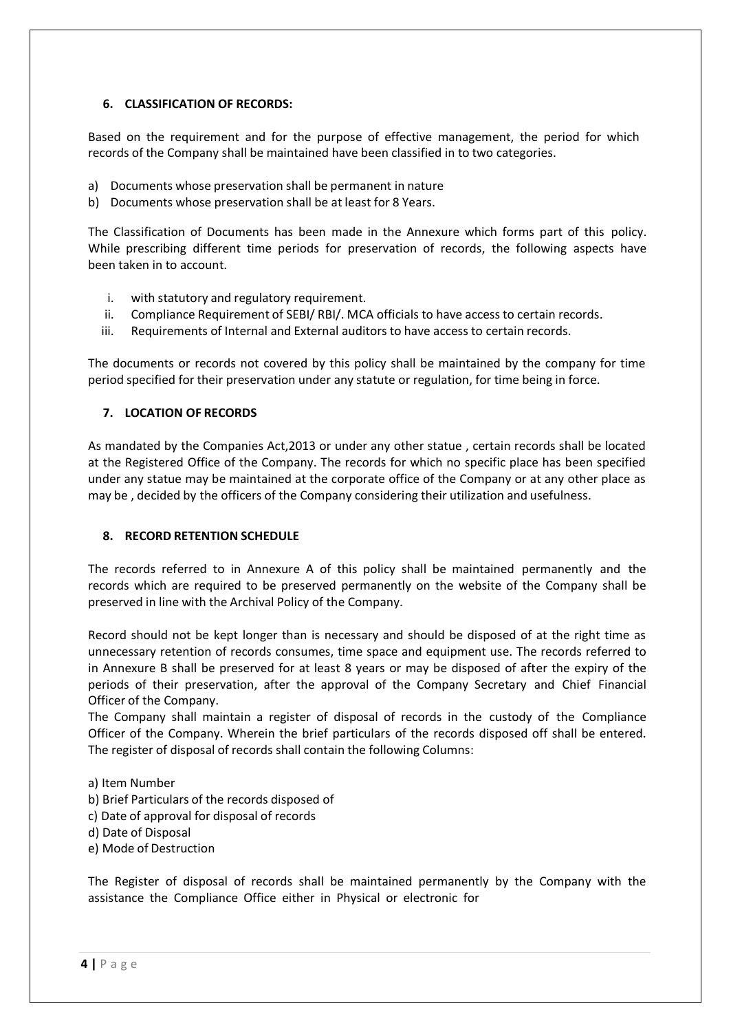## 6. CLASSIFICATION OF RECORDS:

Based on the requirement and for the purpose of effective management, the period for which records of the Company shall be maintained have been classified in to two categories.

a) Documents whose preservation shall be permanent in nature
b) Documents whose preservation shall be at least for 8 Years.

The Classification of Documents has been made in the Annexure which forms part of this policy. While prescribing different time periods for preservation of records, the following aspects have been taken in to account.

i. with statutory and regulatory requirement.
ii. Compliance Requirement of SEBI/ RBI/. MCA officials to have access to certain records.
iii. Requirements of Internal and External auditors to have access to certain records.

The documents or records not covered by this policy shall be maintained by the company for time period specified for their preservation under any statute or regulation, for time being in force.

## 7. LOCATION OF RECORDS

As mandated by the Companies Act,2013 or under any other statue , certain records shall be located at the Registered Office of the Company. The records for which no specific place has been specified under any statue may be maintained at the corporate office of the Company or at any other place as may be , decided by the officers of the Company considering their utilization and usefulness.

## 8. RECORD RETENTION SCHEDULE

The records referred to in Annexure A of this policy shall be maintained permanently and the records which are required to be preserved permanently on the website of the Company shall be preserved in line with the Archival Policy of the Company.

Record should not be kept longer than is necessary and should be disposed of at the right time as unnecessary retention of records consumes, time space and equipment use. The records referred to in Annexure B shall be preserved for at least 8 years or may be disposed of after the expiry of the periods of their preservation, after the approval of the Company Secretary and Chief Financial Officer of the Company.

The Company shall maintain a register of disposal of records in the custody of the Compliance Officer of the Company. Wherein the brief particulars of the records disposed off shall be entered. The register of disposal of records shall contain the following Columns:

a) Item Number
b) Brief Particulars of the records disposed of
c) Date of approval for disposal of records
d) Date of Disposal
e) Mode of Destruction

The Register of disposal of records shall be maintained permanently by the Company with the assistance the Compliance Office either in Physical or electronic for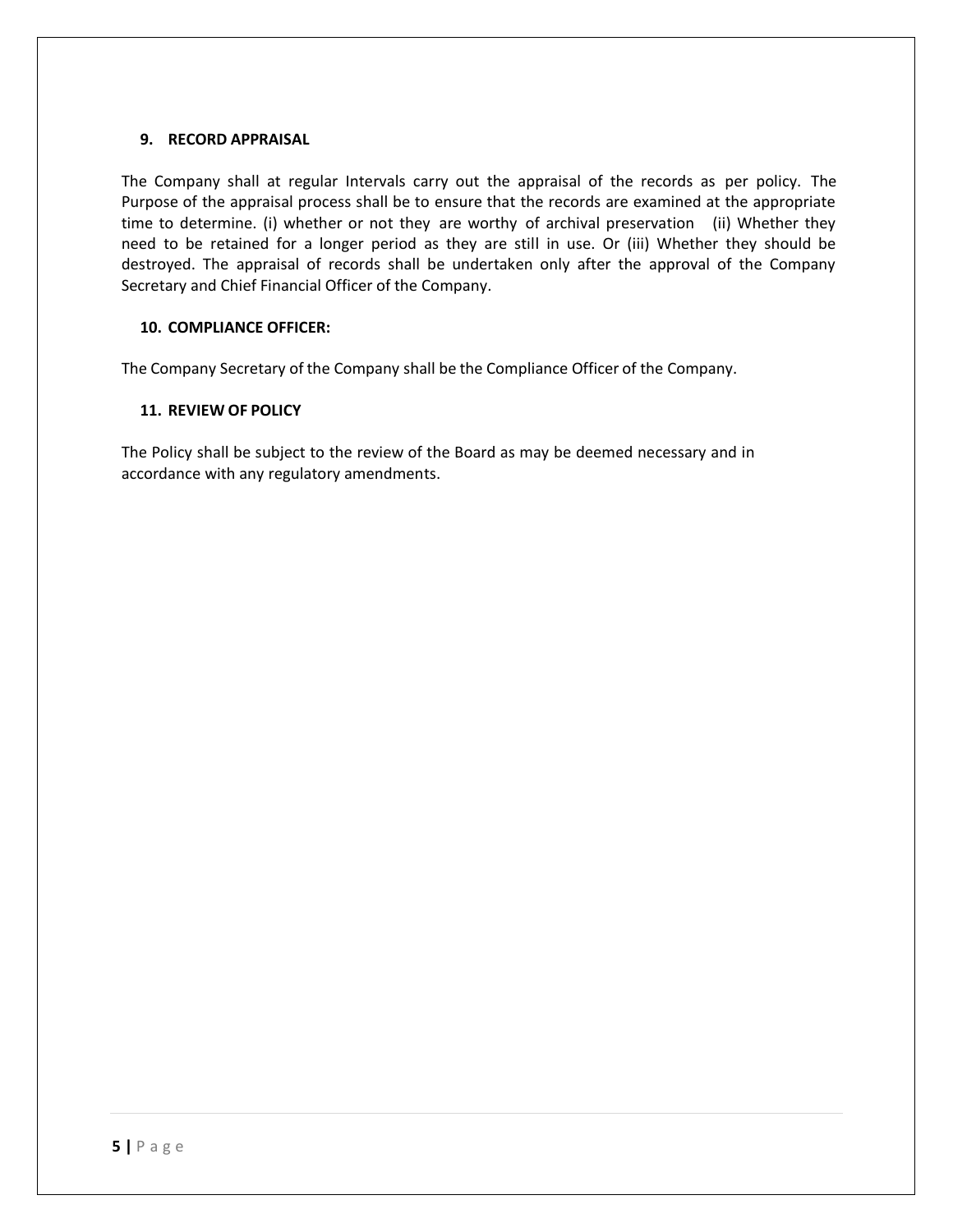### 9. RECORD APPRAISAL

The Company shall at regular Intervals carry out the appraisal of the records as per policy. The Purpose of the appraisal process shall be to ensure that the records are examined at the appropriate time to determine. (i) whether or not they are worthy of archival preservation (ii) Whether they need to be retained for a longer period as they are still in use. Or (iii) Whether they should be destroyed. The appraisal of records shall be undertaken only after the approval of the Company Secretary and Chief Financial Officer of the Company.

### 10. COMPLIANCE OFFICER:

The Company Secretary of the Company shall be the Compliance Officer of the Company.

### 11. REVIEW OF POLICY

The Policy shall be subject to the review of the Board as may be deemed necessary and in accordance with any regulatory amendments.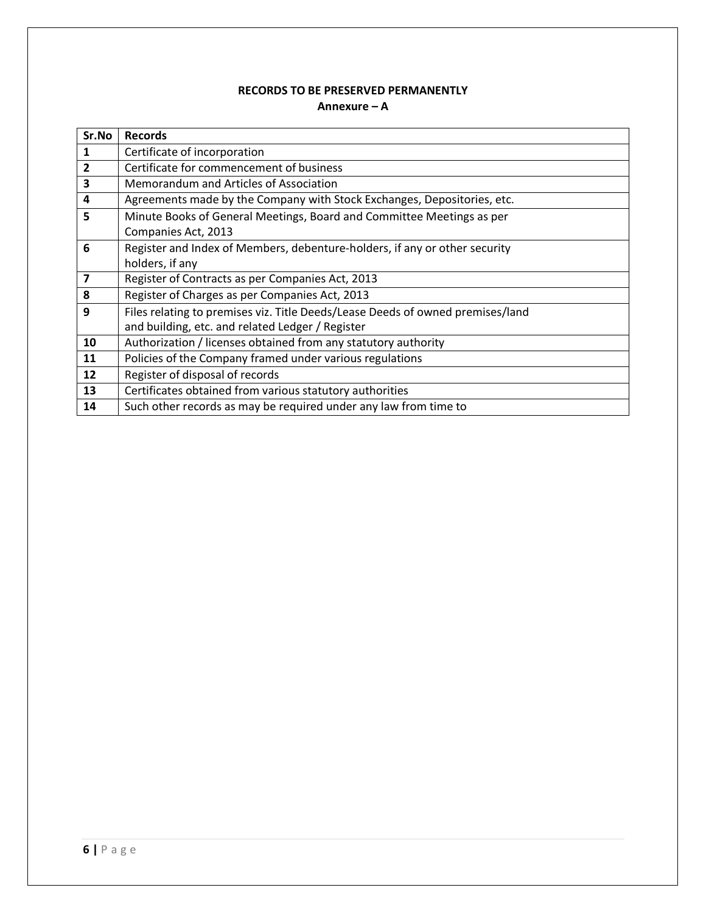**RECORDS TO BE PRESERVED PERMANENTLY**

**Annexure – A**

| Sr.No | Records |
|---|---|
| 1 | Certificate of incorporation |
| 2 | Certificate for commencement of business |
| 3 | Memorandum and Articles of Association |
| 4 | Agreements made by the Company with Stock Exchanges, Depositories, etc. |
| 5 | Minute Books of General Meetings, Board and Committee Meetings as per Companies Act, 2013 |
| 6 | Register and Index of Members, debenture-holders, if any or other security holders, if any |
| 7 | Register of Contracts as per Companies Act, 2013 |
| 8 | Register of Charges as per Companies Act, 2013 |
| 9 | Files relating to premises viz. Title Deeds/Lease Deeds of owned premises/land and building, etc. and related Ledger / Register |
| 10 | Authorization / licenses obtained from any statutory authority |
| 11 | Policies of the Company framed under various regulations |
| 12 | Register of disposal of records |
| 13 | Certificates obtained from various statutory authorities |
| 14 | Such other records as may be required under any law from time to |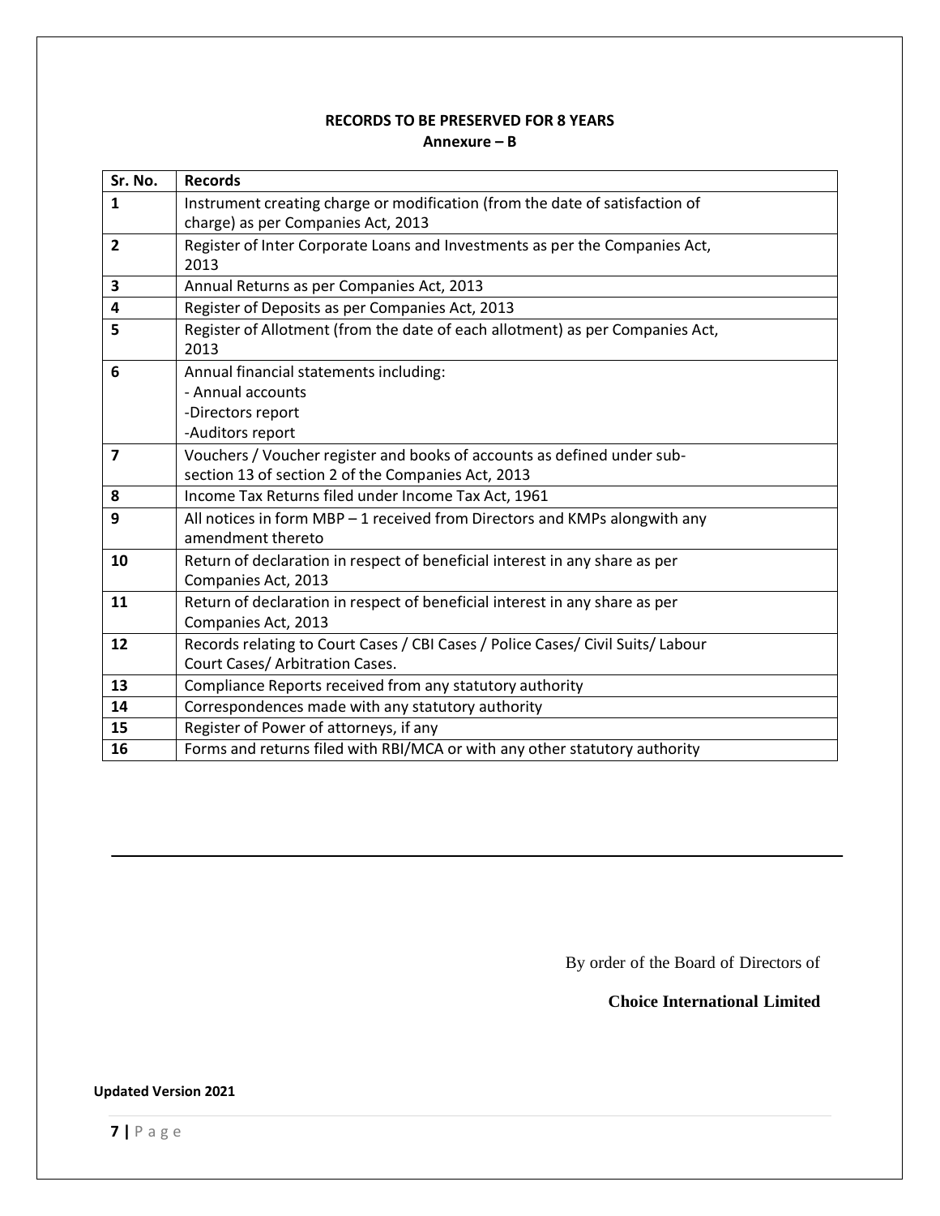## RECORDS TO BE PRESERVED FOR 8 YEARS

**Annexure – B**

| Sr. No. | Records |
|---|---|
| 1 | Instrument creating charge or modification (from the date of satisfaction of charge) as per Companies Act, 2013 |
| 2 | Register of Inter Corporate Loans and Investments as per the Companies Act, 2013 |
| 3 | Annual Returns as per Companies Act, 2013 |
| 4 | Register of Deposits as per Companies Act, 2013 |
| 5 | Register of Allotment (from the date of each allotment) as per Companies Act, 2013 |
| 6 | Annual financial statements including:<br>- Annual accounts<br>-Directors report<br>-Auditors report |
| 7 | Vouchers / Voucher register and books of accounts as defined under sub-section 13 of section 2 of the Companies Act, 2013 |
| 8 | Income Tax Returns filed under Income Tax Act, 1961 |
| 9 | All notices in form MBP – 1 received from Directors and KMPs alongwith any amendment thereto |
| 10 | Return of declaration in respect of beneficial interest in any share as per Companies Act, 2013 |
| 11 | Return of declaration in respect of beneficial interest in any share as per Companies Act, 2013 |
| 12 | Records relating to Court Cases / CBI Cases / Police Cases/ Civil Suits/ Labour Court Cases/ Arbitration Cases. |
| 13 | Compliance Reports received from any statutory authority |
| 14 | Correspondences made with any statutory authority |
| 15 | Register of Power of attorneys, if any |
| 16 | Forms and returns filed with RBI/MCA or with any other statutory authority |

---

By order of the Board of Directors of

**Choice International Limited**

**Updated Version 2021**